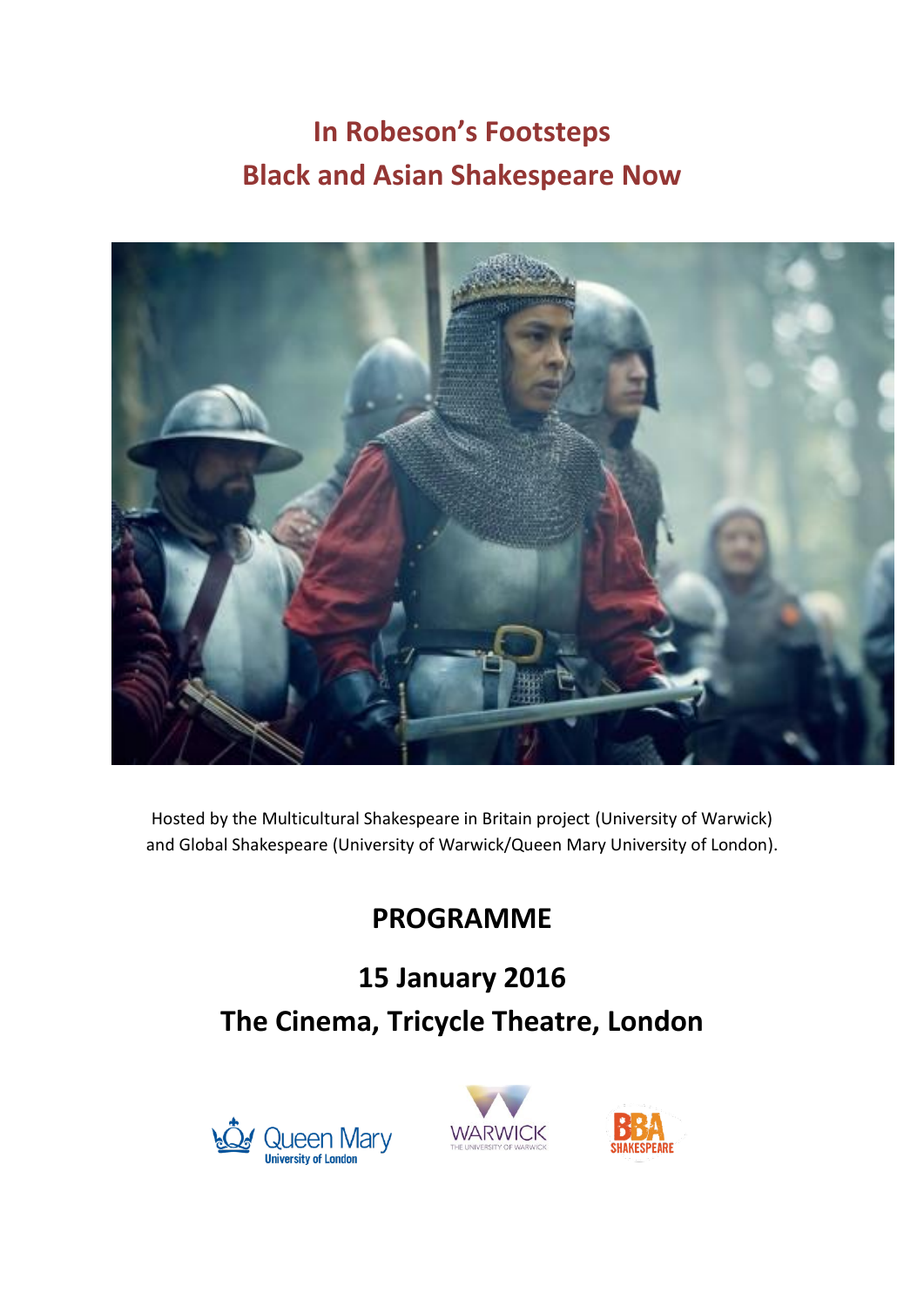# In Robeson's Footsteps
# Black and Asian Shakespeare Now

Hosted by the Multicultural Shakespeare in Britain project (University of Warwick) and Global Shakespeare (University of Warwick/Queen Mary University of London).

## PROGRAMME

## 15 January 2016
## The Cinema, Tricycle Theatre, London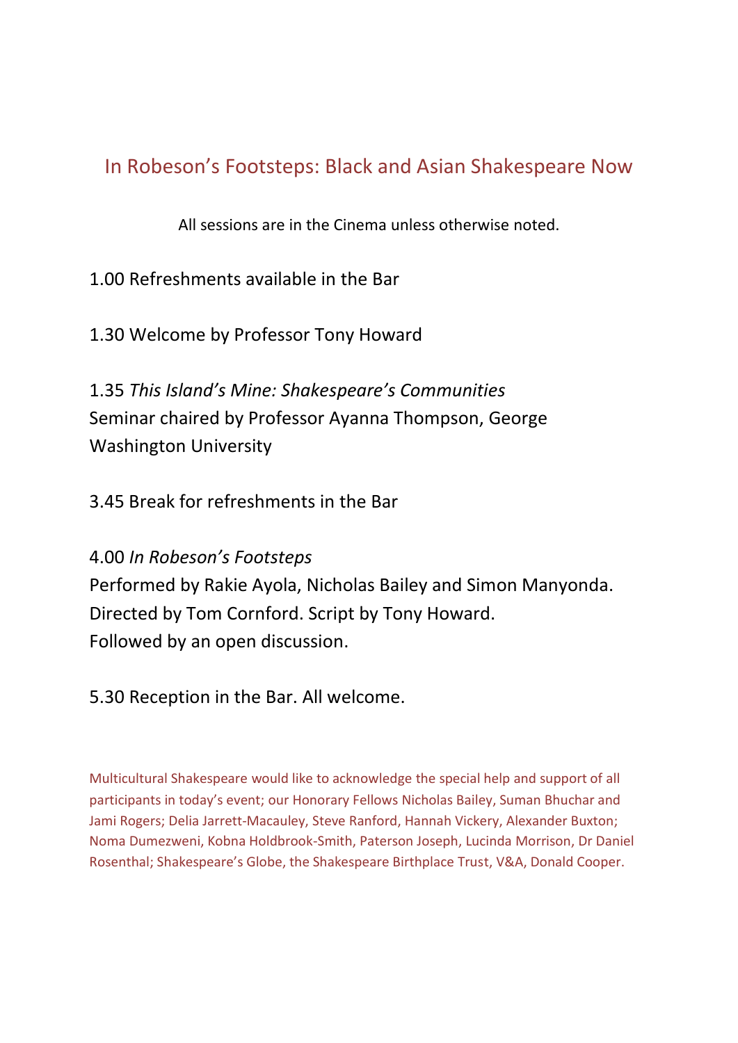# In Robeson's Footsteps: Black and Asian Shakespeare Now

All sessions are in the Cinema unless otherwise noted.

1.00 Refreshments available in the Bar

1.30 Welcome by Professor Tony Howard

1.35 *This Island's Mine: Shakespeare's Communities*
Seminar chaired by Professor Ayanna Thompson, George Washington University

3.45 Break for refreshments in the Bar

4.00 *In Robeson's Footsteps*
Performed by Rakie Ayola, Nicholas Bailey and Simon Manyonda.
Directed by Tom Cornford. Script by Tony Howard.
Followed by an open discussion.

5.30 Reception in the Bar. All welcome.

Multicultural Shakespeare would like to acknowledge the special help and support of all participants in today's event; our Honorary Fellows Nicholas Bailey, Suman Bhuchar and Jami Rogers; Delia Jarrett-Macauley, Steve Ranford, Hannah Vickery, Alexander Buxton; Noma Dumezweni, Kobna Holdbrook-Smith, Paterson Joseph, Lucinda Morrison, Dr Daniel Rosenthal; Shakespeare's Globe, the Shakespeare Birthplace Trust, V&A, Donald Cooper.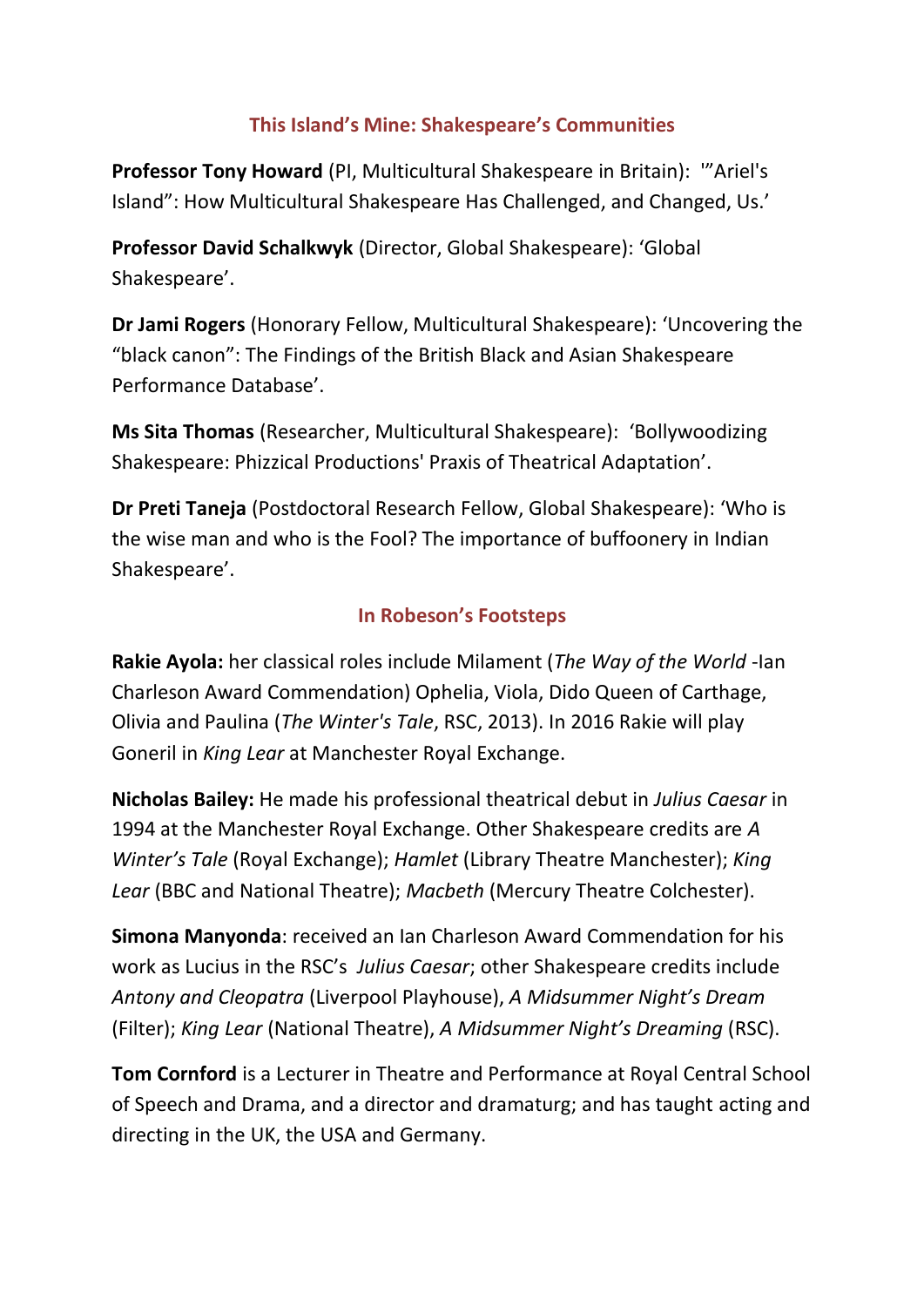## This Island's Mine: Shakespeare's Communities

**Professor Tony Howard** (PI, Multicultural Shakespeare in Britain): '"Ariel's Island": How Multicultural Shakespeare Has Challenged, and Changed, Us.'

**Professor David Schalkwyk** (Director, Global Shakespeare): 'Global Shakespeare'.

**Dr Jami Rogers** (Honorary Fellow, Multicultural Shakespeare): 'Uncovering the "black canon": The Findings of the British Black and Asian Shakespeare Performance Database'.

**Ms Sita Thomas** (Researcher, Multicultural Shakespeare): 'Bollywoodizing Shakespeare: Phizzical Productions' Praxis of Theatrical Adaptation'.

**Dr Preti Taneja** (Postdoctoral Research Fellow, Global Shakespeare): 'Who is the wise man and who is the Fool? The importance of buffoonery in Indian Shakespeare'.

## In Robeson's Footsteps

**Rakie Ayola:** her classical roles include Milament (*The Way of the World* -Ian Charleson Award Commendation) Ophelia, Viola, Dido Queen of Carthage, Olivia and Paulina (*The Winter's Tale*, RSC, 2013). In 2016 Rakie will play Goneril in *King Lear* at Manchester Royal Exchange.

**Nicholas Bailey:** He made his professional theatrical debut in *Julius Caesar* in 1994 at the Manchester Royal Exchange. Other Shakespeare credits are *A Winter's Tale* (Royal Exchange); *Hamlet* (Library Theatre Manchester); *King Lear* (BBC and National Theatre); *Macbeth* (Mercury Theatre Colchester).

**Simona Manyonda**: received an Ian Charleson Award Commendation for his work as Lucius in the RSC's *Julius Caesar*; other Shakespeare credits include *Antony and Cleopatra* (Liverpool Playhouse), *A Midsummer Night's Dream* (Filter); *King Lear* (National Theatre), *A Midsummer Night's Dreaming* (RSC).

**Tom Cornford** is a Lecturer in Theatre and Performance at Royal Central School of Speech and Drama, and a director and dramaturg; and has taught acting and directing in the UK, the USA and Germany.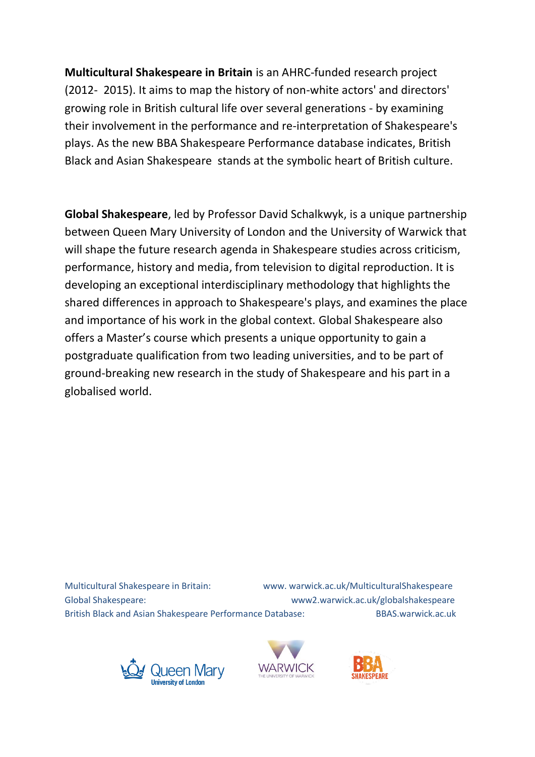**Multicultural Shakespeare in Britain** is an AHRC-funded research project (2012- 2015). It aims to map the history of non-white actors' and directors' growing role in British cultural life over several generations - by examining their involvement in the performance and re-interpretation of Shakespeare's plays. As the new BBA Shakespeare Performance database indicates, British Black and Asian Shakespeare stands at the symbolic heart of British culture.

**Global Shakespeare**, led by Professor David Schalkwyk, is a unique partnership between Queen Mary University of London and the University of Warwick that will shape the future research agenda in Shakespeare studies across criticism, performance, history and media, from television to digital reproduction. It is developing an exceptional interdisciplinary methodology that highlights the shared differences in approach to Shakespeare's plays, and examines the place and importance of his work in the global context. Global Shakespeare also offers a Master's course which presents a unique opportunity to gain a postgraduate qualification from two leading universities, and to be part of ground-breaking new research in the study of Shakespeare and his part in a globalised world.

Multicultural Shakespeare in Britain: www. warwick.ac.uk/MulticulturalShakespeare
Global Shakespeare: www2.warwick.ac.uk/globalshakespeare
British Black and Asian Shakespeare Performance Database: BBAS.warwick.ac.uk

Queen Mary University of London

WARWICK THE UNIVERSITY OF WARWICK

BBA SHAKESPEARE